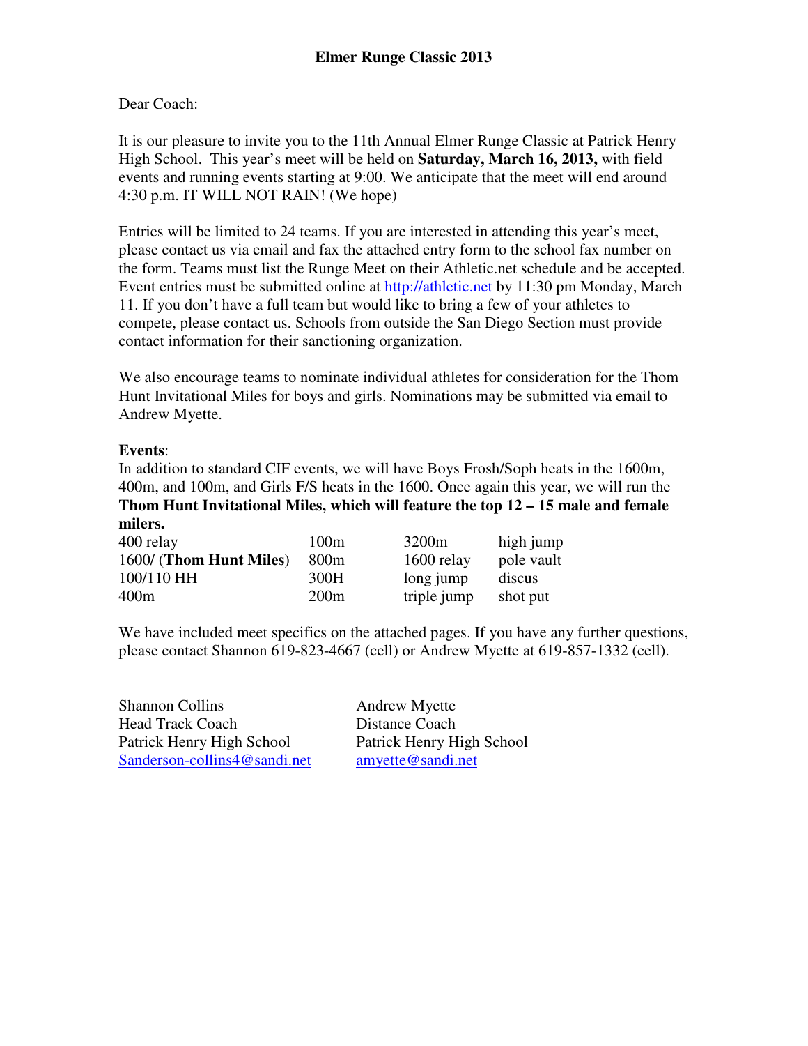# Elmer Runge Classic 2013

Dear Coach:

It is our pleasure to invite you to the 11th Annual Elmer Runge Classic at Patrick Henry High School. This year's meet will be held on **Saturday, March 16, 2013,** with field events and running events starting at 9:00. We anticipate that the meet will end around 4:30 p.m. IT WILL NOT RAIN! (We hope)

Entries will be limited to 24 teams. If you are interested in attending this year's meet, please contact us via email and fax the attached entry form to the school fax number on the form. Teams must list the Runge Meet on their Athletic.net schedule and be accepted. Event entries must be submitted online at http://athletic.net by 11:30 pm Monday, March 11. If you don't have a full team but would like to bring a few of your athletes to compete, please contact us. Schools from outside the San Diego Section must provide contact information for their sanctioning organization.

We also encourage teams to nominate individual athletes for consideration for the Thom Hunt Invitational Miles for boys and girls. Nominations may be submitted via email to Andrew Myette.

**Events**:
In addition to standard CIF events, we will have Boys Frosh/Soph heats in the 1600m, 400m, and 100m, and Girls F/S heats in the 1600. Once again this year, we will run the **Thom Hunt Invitational Miles, which will feature the top 12 – 15 male and female milers.**

| | | | |
|---|---|---|---|
| 400 relay | 100m | 3200m | high jump |
| 1600/ (**Thom Hunt Miles**) | 800m | 1600 relay | pole vault |
| 100/110 HH | 300H | long jump | discus |
| 400m | 200m | triple jump | shot put |

We have included meet specifics on the attached pages. If you have any further questions, please contact Shannon 619-823-4667 (cell) or Andrew Myette at 619-857-1332 (cell).

Shannon Collins
Head Track Coach
Patrick Henry High School
Sanderson-collins4@sandi.net

Andrew Myette
Distance Coach
Patrick Henry High School
amyette@sandi.net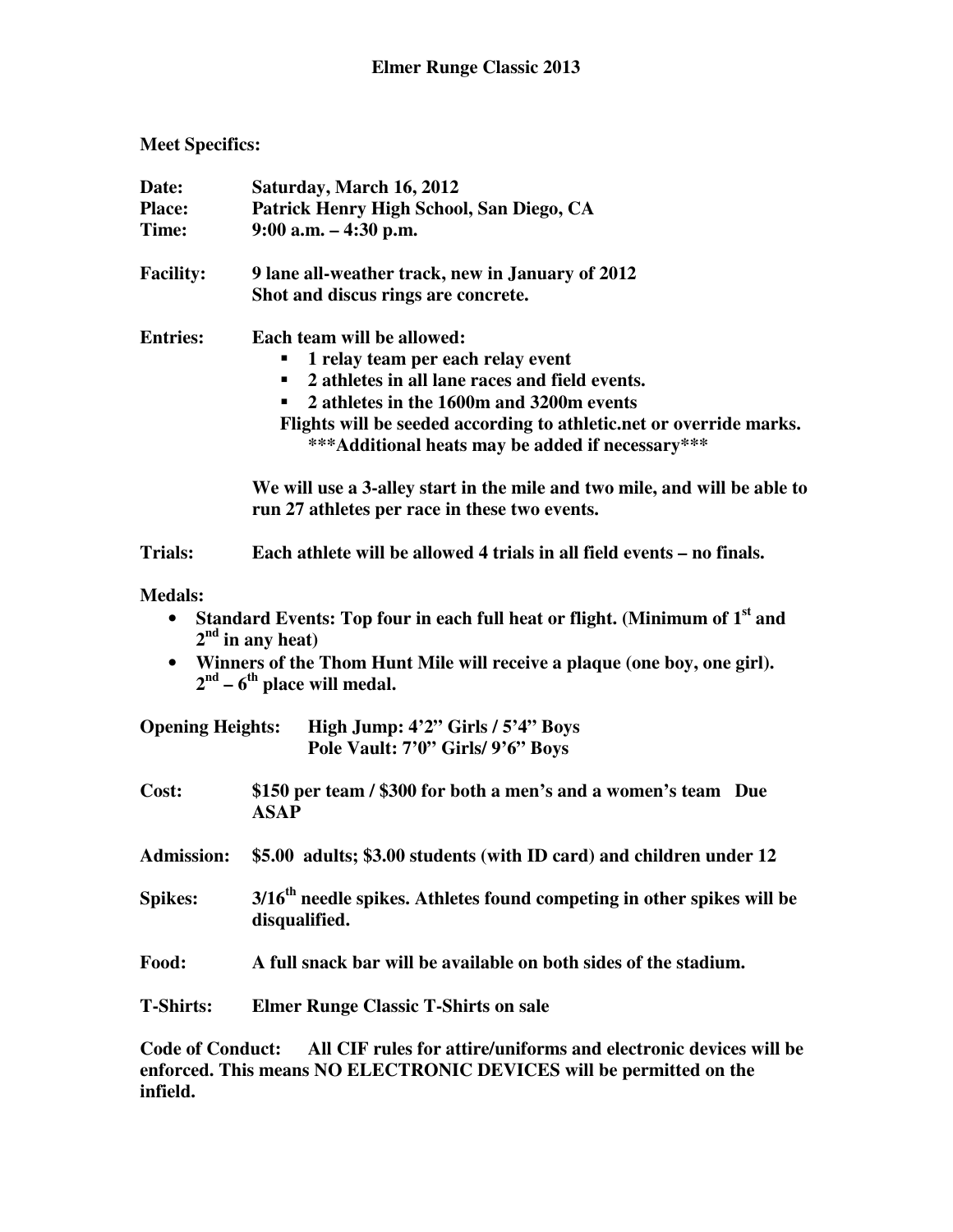# Elmer Runge Classic 2013

**Meet Specifics:**

**Date:** Saturday, March 16, 2012
**Place:** Patrick Henry High School, San Diego, CA
**Time:** 9:00 a.m. – 4:30 p.m.

**Facility:** 9 lane all-weather track, new in January of 2012
Shot and discus rings are concrete.

**Entries:** Each team will be allowed:

- 1 relay team per each relay event
- 2 athletes in all lane races and field events.
- 2 athletes in the 1600m and 3200m events

Flights will be seeded according to athletic.net or override marks.
***Additional heats may be added if necessary***

We will use a 3-alley start in the mile and two mile, and will be able to run 27 athletes per race in these two events.

**Trials:** Each athlete will be allowed 4 trials in all field events – no finals.

**Medals:**

- Standard Events: Top four in each full heat or flight. (Minimum of 1st and 2nd in any heat)
- Winners of the Thom Hunt Mile will receive a plaque (one boy, one girl). 2nd – 6th place will medal.

**Opening Heights:** High Jump: 4'2" Girls / 5'4" Boys
Pole Vault: 7'0" Girls/ 9'6" Boys

**Cost:** $150 per team / $300 for both a men's and a women's team Due ASAP

**Admission:** $5.00 adults; $3.00 students (with ID card) and children under 12

**Spikes:** 3/16th needle spikes. Athletes found competing in other spikes will be disqualified.

**Food:** A full snack bar will be available on both sides of the stadium.

**T-Shirts:** Elmer Runge Classic T-Shirts on sale

**Code of Conduct:** All CIF rules for attire/uniforms and electronic devices will be enforced. This means NO ELECTRONIC DEVICES will be permitted on the infield.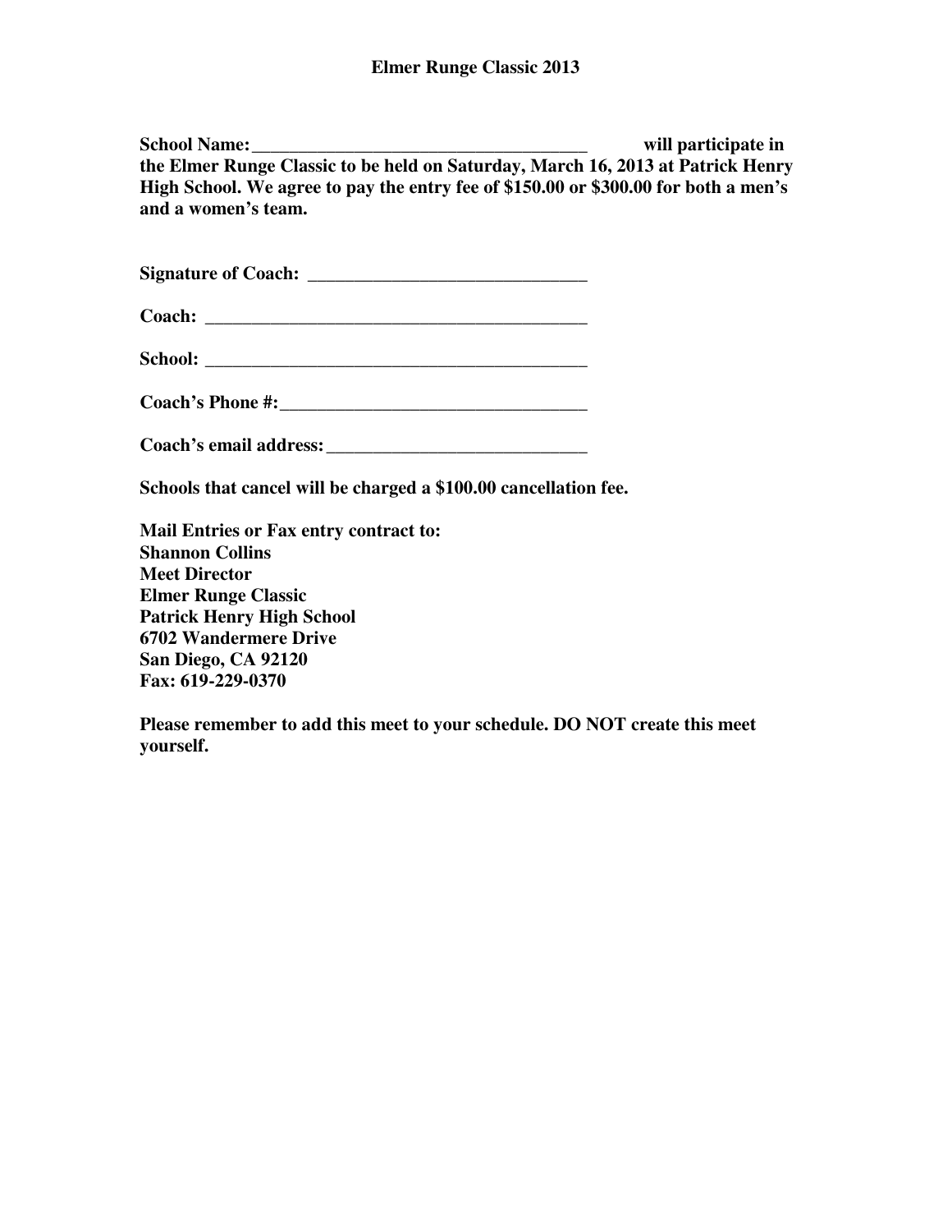# Elmer Runge Classic 2013

**School Name:\_\_\_\_\_\_\_\_\_\_\_\_\_\_\_\_\_\_\_\_\_\_\_\_\_\_\_\_\_\_\_\_\_\_\_\_\_ will participate in the Elmer Runge Classic to be held on Saturday, March 16, 2013 at Patrick Henry High School. We agree to pay the entry fee of $150.00 or $300.00 for both a men's and a women's team.**

**Signature of Coach: \_\_\_\_\_\_\_\_\_\_\_\_\_\_\_\_\_\_\_\_\_\_\_\_\_\_\_\_\_\_**

**Coach: \_\_\_\_\_\_\_\_\_\_\_\_\_\_\_\_\_\_\_\_\_\_\_\_\_\_\_\_\_\_\_\_\_\_\_\_\_\_\_\_\_\_**

**School: \_\_\_\_\_\_\_\_\_\_\_\_\_\_\_\_\_\_\_\_\_\_\_\_\_\_\_\_\_\_\_\_\_\_\_\_\_\_\_\_\_\_**

**Coach's Phone #:\_\_\_\_\_\_\_\_\_\_\_\_\_\_\_\_\_\_\_\_\_\_\_\_\_\_\_\_\_\_\_\_\_\_**

**Coach's email address:\_\_\_\_\_\_\_\_\_\_\_\_\_\_\_\_\_\_\_\_\_\_\_\_\_\_\_\_**

**Schools that cancel will be charged a $100.00 cancellation fee.**

**Mail Entries or Fax entry contract to:**
**Shannon Collins**
**Meet Director**
**Elmer Runge Classic**
**Patrick Henry High School**
**6702 Wandermere Drive**
**San Diego, CA 92120**
**Fax: 619-229-0370**

**Please remember to add this meet to your schedule. DO NOT create this meet yourself.**